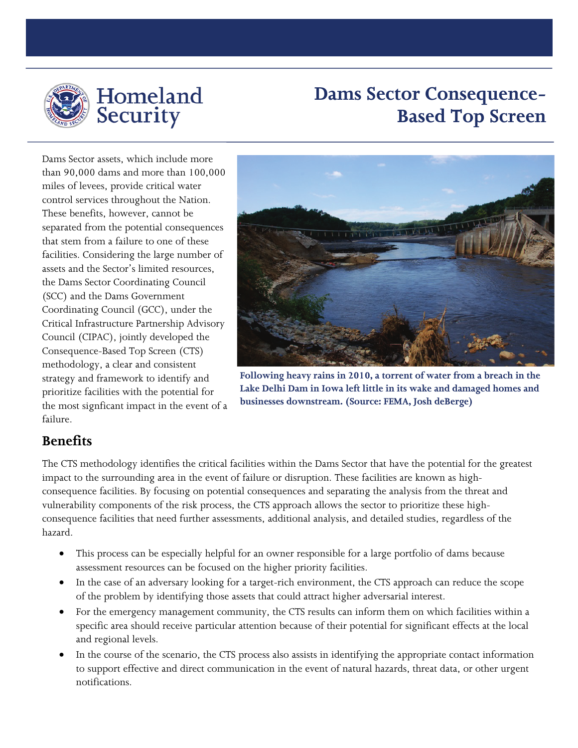# Dams Sector Consequence-Based Top Screen

Homeland Security

Dams Sector assets, which include more than 90,000 dams and more than 100,000 miles of levees, provide critical water control services throughout the Nation. These benefits, however, cannot be separated from the potential consequences that stem from a failure to one of these facilities. Considering the large number of assets and the Sector's limited resources, the Dams Sector Coordinating Council (SCC) and the Dams Government Coordinating Council (GCC), under the Critical Infrastructure Partnership Advisory Council (CIPAC), jointly developed the Consequence-Based Top Screen (CTS) methodology, a clear and consistent strategy and framework to identify and prioritize facilities with the potential for the most signficant impact in the event of a failure.

**Following heavy rains in 2010, a torrent of water from a breach in the Lake Delhi Dam in Iowa left little in its wake and damaged homes and businesses downstream. (Source: FEMA, Josh deBerge)**

## Benefits

The CTS methodology identifies the critical facilities within the Dams Sector that have the potential for the greatest impact to the surrounding area in the event of failure or disruption. These facilities are known as high-consequence facilities. By focusing on potential consequences and separating the analysis from the threat and vulnerability components of the risk process, the CTS approach allows the sector to prioritize these high-consequence facilities that need further assessments, additional analysis, and detailed studies, regardless of the hazard.

- This process can be especially helpful for an owner responsible for a large portfolio of dams because assessment resources can be focused on the higher priority facilities.
- In the case of an adversary looking for a target-rich environment, the CTS approach can reduce the scope of the problem by identifying those assets that could attract higher adversarial interest.
- For the emergency management community, the CTS results can inform them on which facilities within a specific area should receive particular attention because of their potential for significant effects at the local and regional levels.
- In the course of the scenario, the CTS process also assists in identifying the appropriate contact information to support effective and direct communication in the event of natural hazards, threat data, or other urgent notifications.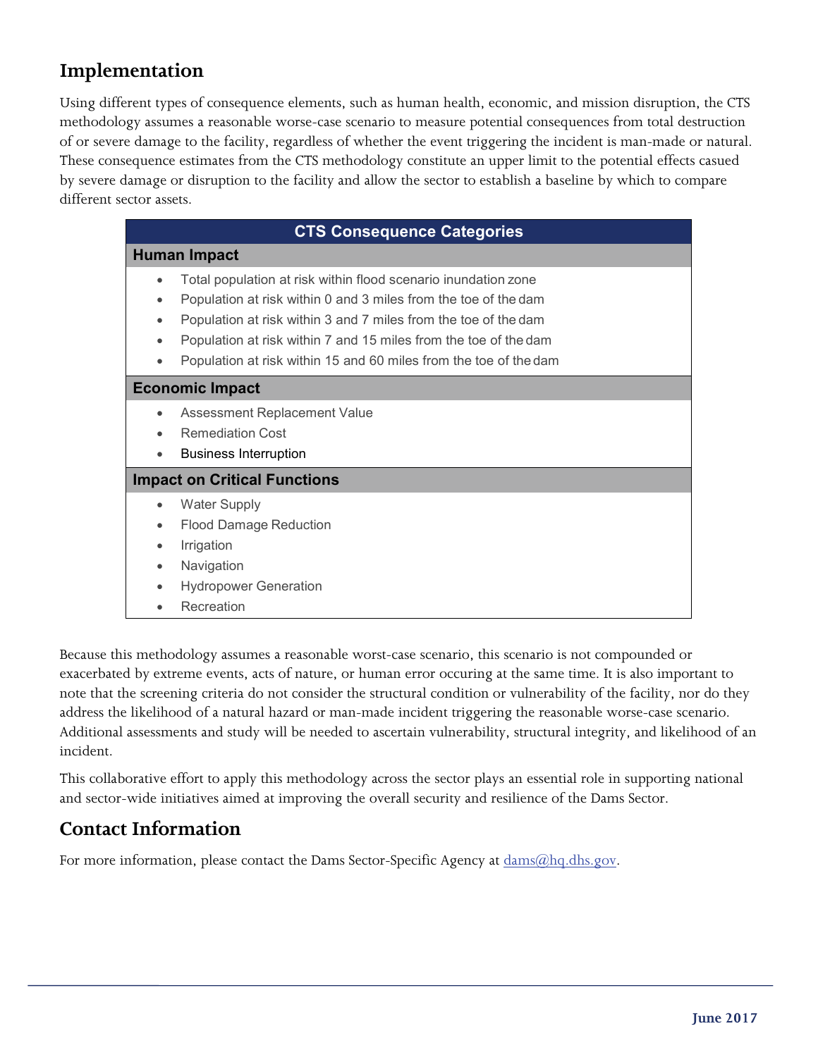## Implementation

Using different types of consequence elements, such as human health, economic, and mission disruption, the CTS methodology assumes a reasonable worse-case scenario to measure potential consequences from total destruction of or severe damage to the facility, regardless of whether the event triggering the incident is man-made or natural. These consequence estimates from the CTS methodology constitute an upper limit to the potential effects casued by severe damage or disruption to the facility and allow the sector to establish a baseline by which to compare different sector assets.

| CTS Consequence Categories |
| --- |
| **Human Impact** |
| • Total population at risk within flood scenario inundation zone<br>• Population at risk within 0 and 3 miles from the toe of the dam<br>• Population at risk within 3 and 7 miles from the toe of the dam<br>• Population at risk within 7 and 15 miles from the toe of the dam<br>• Population at risk within 15 and 60 miles from the toe of the dam |
| **Economic Impact** |
| • Assessment Replacement Value<br>• Remediation Cost<br>• Business Interruption |
| **Impact on Critical Functions** |
| • Water Supply<br>• Flood Damage Reduction<br>• Irrigation<br>• Navigation<br>• Hydropower Generation<br>• Recreation |

Because this methodology assumes a reasonable worst-case scenario, this scenario is not compounded or exacerbated by extreme events, acts of nature, or human error occuring at the same time. It is also important to note that the screening criteria do not consider the structural condition or vulnerability of the facility, nor do they address the likelihood of a natural hazard or man-made incident triggering the reasonable worse-case scenario. Additional assessments and study will be needed to ascertain vulnerability, structural integrity, and likelihood of an incident.

This collaborative effort to apply this methodology across the sector plays an essential role in supporting national and sector-wide initiatives aimed at improving the overall security and resilience of the Dams Sector.

## Contact Information

For more information, please contact the Dams Sector-Specific Agency at dams@hq.dhs.gov.